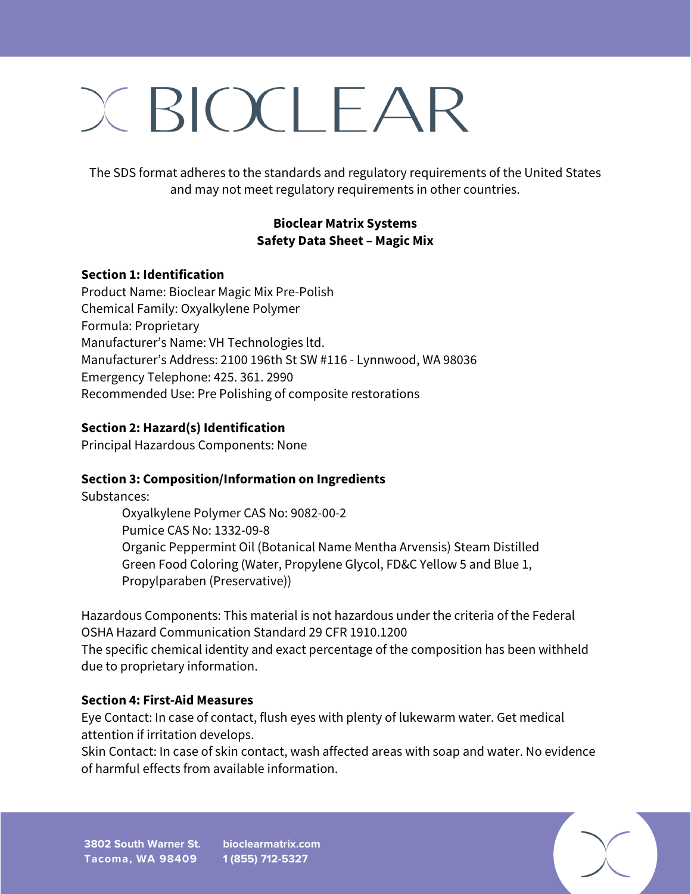# BIOCLEAR

The SDS format adheres to the standards and regulatory requirements of the United States and may not meet regulatory requirements in other countries.

**Bioclear Matrix Systems**
**Safety Data Sheet – Magic Mix**

## Section 1: Identification

Product Name: Bioclear Magic Mix Pre-Polish
Chemical Family: Oxyalkylene Polymer
Formula: Proprietary
Manufacturer's Name: VH Technologies ltd.
Manufacturer's Address: 2100 196th St SW #116 - Lynnwood, WA 98036
Emergency Telephone: 425. 361. 2990
Recommended Use: Pre Polishing of composite restorations

## Section 2: Hazard(s) Identification

Principal Hazardous Components: None

## Section 3: Composition/Information on Ingredients

Substances:

- Oxyalkylene Polymer CAS No: 9082-00-2
- Pumice CAS No: 1332-09-8
- Organic Peppermint Oil (Botanical Name Mentha Arvensis) Steam Distilled
- Green Food Coloring (Water, Propylene Glycol, FD&C Yellow 5 and Blue 1, Propylparaben (Preservative))

Hazardous Components: This material is not hazardous under the criteria of the Federal OSHA Hazard Communication Standard 29 CFR 1910.1200
The specific chemical identity and exact percentage of the composition has been withheld due to proprietary information.

## Section 4: First-Aid Measures

Eye Contact: In case of contact, flush eyes with plenty of lukewarm water. Get medical attention if irritation develops.
Skin Contact: In case of skin contact, wash affected areas with soap and water. No evidence of harmful effects from available information.

3802 South Warner St.
Tacoma, WA 98409

bioclearmatrix.com
1 (855) 712-5327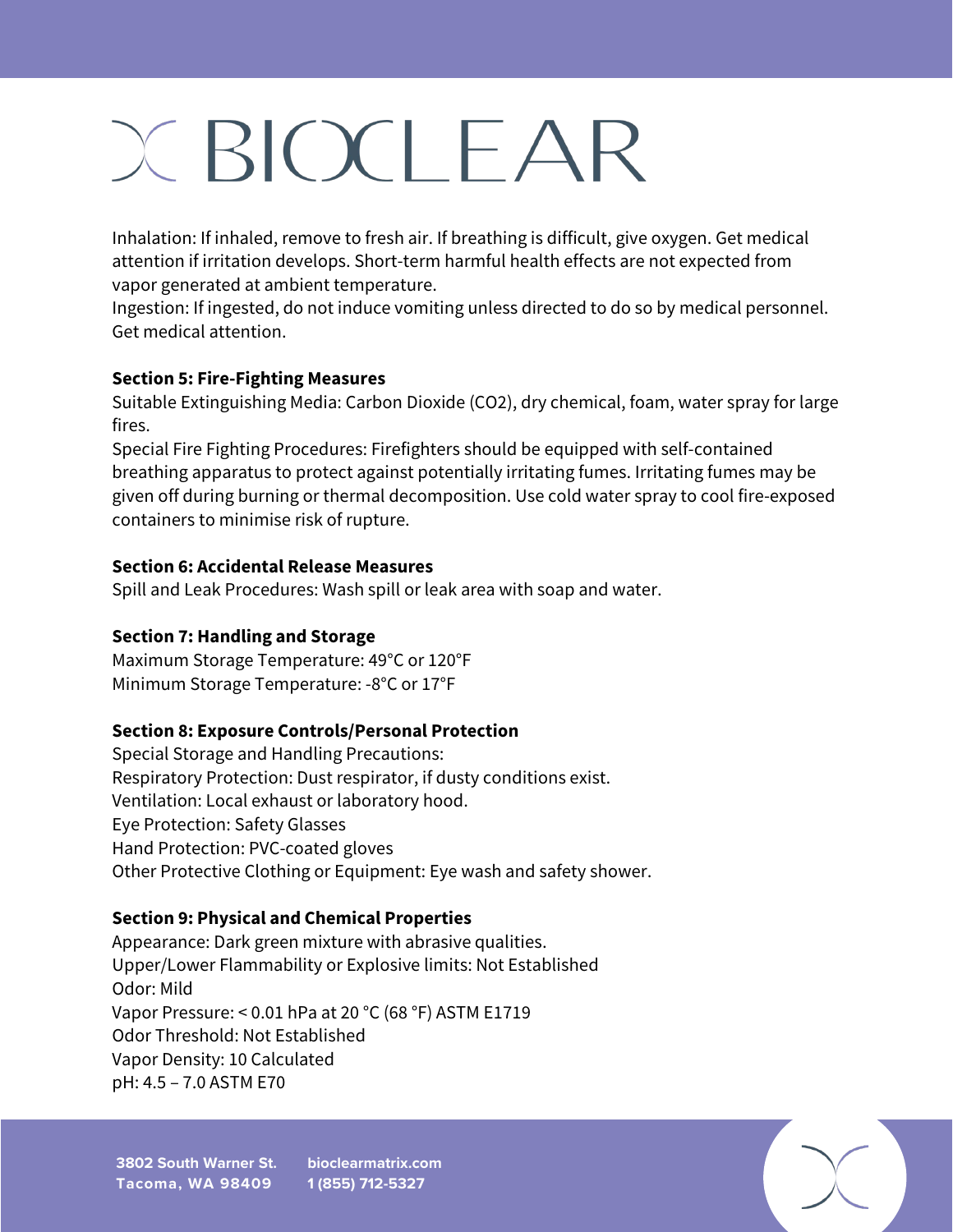Inhalation: If inhaled, remove to fresh air. If breathing is difficult, give oxygen. Get medical attention if irritation develops. Short-term harmful health effects are not expected from vapor generated at ambient temperature.
Ingestion: If ingested, do not induce vomiting unless directed to do so by medical personnel. Get medical attention.

**Section 5: Fire-Fighting Measures**
Suitable Extinguishing Media: Carbon Dioxide ($CO_2$), dry chemical, foam, water spray for large fires.
Special Fire Fighting Procedures: Firefighters should be equipped with self-contained breathing apparatus to protect against potentially irritating fumes. Irritating fumes may be given off during burning or thermal decomposition. Use cold water spray to cool fire-exposed containers to minimise risk of rupture.

**Section 6: Accidental Release Measures**
Spill and Leak Procedures: Wash spill or leak area with soap and water.

**Section 7: Handling and Storage**
Maximum Storage Temperature: 49°C or 120°F
Minimum Storage Temperature: -8°C or 17°F

**Section 8: Exposure Controls/Personal Protection**
Special Storage and Handling Precautions:
Respiratory Protection: Dust respirator, if dusty conditions exist.
Ventilation: Local exhaust or laboratory hood.
Eye Protection: Safety Glasses
Hand Protection: PVC-coated gloves
Other Protective Clothing or Equipment: Eye wash and safety shower.

**Section 9: Physical and Chemical Properties**
Appearance: Dark green mixture with abrasive qualities.
Upper/Lower Flammability or Explosive limits: Not Established
Odor: Mild
Vapor Pressure: < 0.01 hPa at 20 °C (68 °F) ASTM E1719
Odor Threshold: Not Established
Vapor Density: 10 Calculated
pH: 4.5 – 7.0 ASTM E70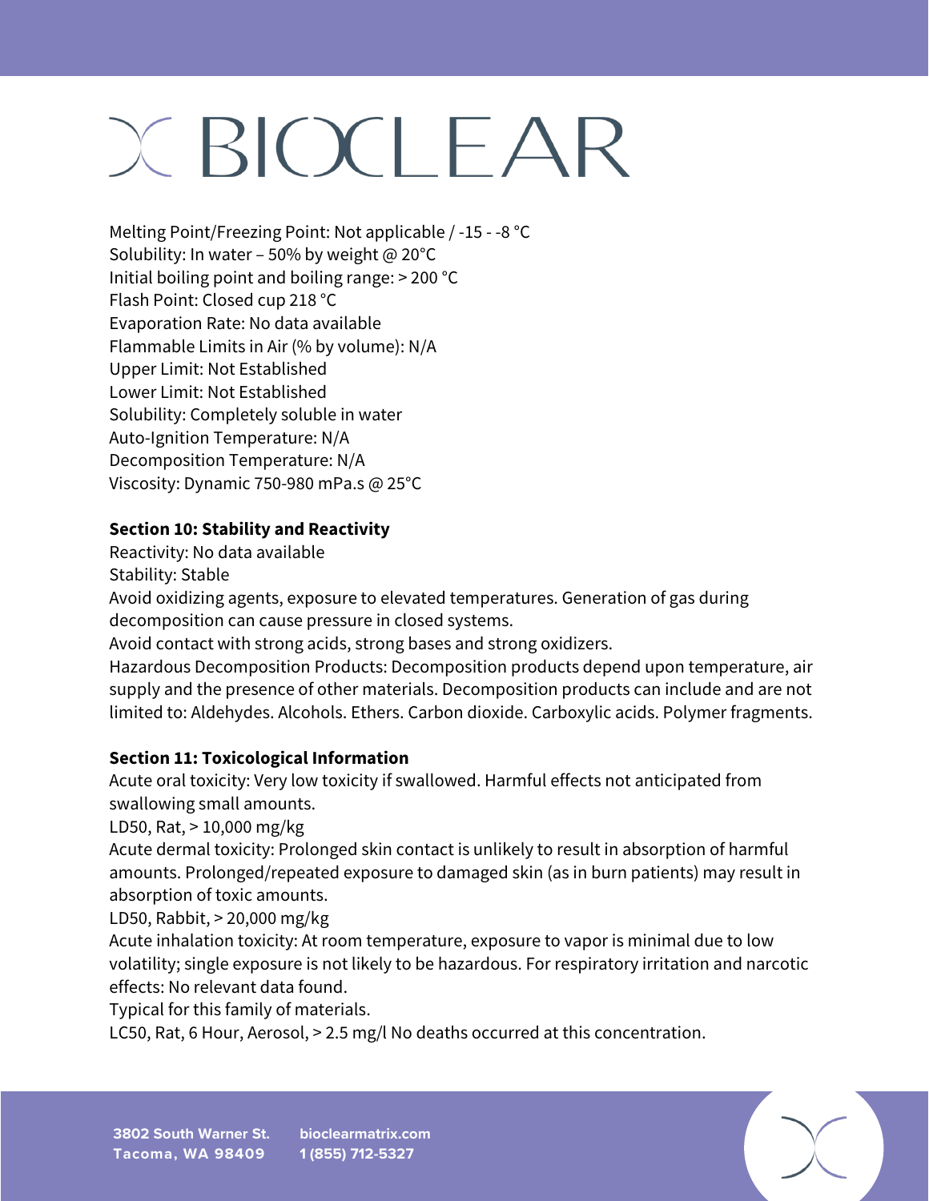Melting Point/Freezing Point: Not applicable / -15 - -8 °C
Solubility: In water – 50% by weight @ 20°C
Initial boiling point and boiling range: > 200 °C
Flash Point: Closed cup 218 °C
Evaporation Rate: No data available
Flammable Limits in Air (% by volume): N/A
Upper Limit: Not Established
Lower Limit: Not Established
Solubility: Completely soluble in water
Auto-Ignition Temperature: N/A
Decomposition Temperature: N/A
Viscosity: Dynamic 750-980 mPa.s @ 25°C

**Section 10: Stability and Reactivity**

Reactivity: No data available
Stability: Stable
Avoid oxidizing agents, exposure to elevated temperatures. Generation of gas during decomposition can cause pressure in closed systems.
Avoid contact with strong acids, strong bases and strong oxidizers.
Hazardous Decomposition Products: Decomposition products depend upon temperature, air supply and the presence of other materials. Decomposition products can include and are not limited to: Aldehydes. Alcohols. Ethers. Carbon dioxide. Carboxylic acids. Polymer fragments.

**Section 11: Toxicological Information**

Acute oral toxicity: Very low toxicity if swallowed. Harmful effects not anticipated from swallowing small amounts.
LD50, Rat, > 10,000 mg/kg
Acute dermal toxicity: Prolonged skin contact is unlikely to result in absorption of harmful amounts. Prolonged/repeated exposure to damaged skin (as in burn patients) may result in absorption of toxic amounts.
LD50, Rabbit, > 20,000 mg/kg
Acute inhalation toxicity: At room temperature, exposure to vapor is minimal due to low volatility; single exposure is not likely to be hazardous. For respiratory irritation and narcotic effects: No relevant data found.
Typical for this family of materials.
LC50, Rat, 6 Hour, Aerosol, > 2.5 mg/l No deaths occurred at this concentration.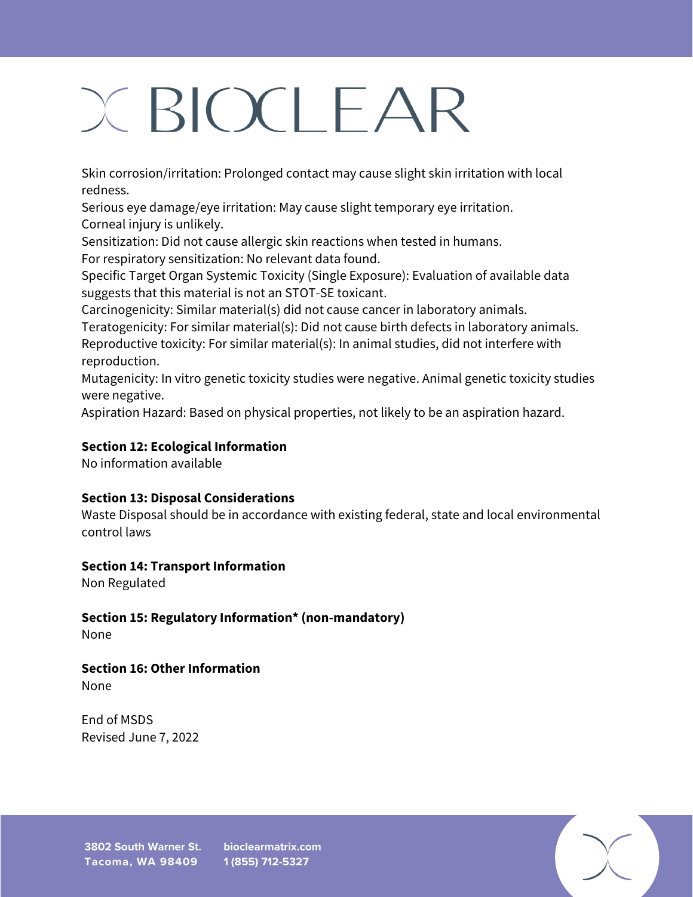Skin corrosion/irritation: Prolonged contact may cause slight skin irritation with local redness.
Serious eye damage/eye irritation: May cause slight temporary eye irritation.
Corneal injury is unlikely.
Sensitization: Did not cause allergic skin reactions when tested in humans.
For respiratory sensitization: No relevant data found.
Specific Target Organ Systemic Toxicity (Single Exposure): Evaluation of available data suggests that this material is not an STOT-SE toxicant.
Carcinogenicity: Similar material(s) did not cause cancer in laboratory animals.
Teratogenicity: For similar material(s): Did not cause birth defects in laboratory animals.
Reproductive toxicity: For similar material(s): In animal studies, did not interfere with reproduction.
Mutagenicity: In vitro genetic toxicity studies were negative. Animal genetic toxicity studies were negative.
Aspiration Hazard: Based on physical properties, not likely to be an aspiration hazard.

**Section 12: Ecological Information**
No information available

**Section 13: Disposal Considerations**
Waste Disposal should be in accordance with existing federal, state and local environmental control laws

**Section 14: Transport Information**
Non Regulated

**Section 15: Regulatory Information* (non-mandatory)**
None

**Section 16: Other Information**
None

End of MSDS
Revised June 7, 2022